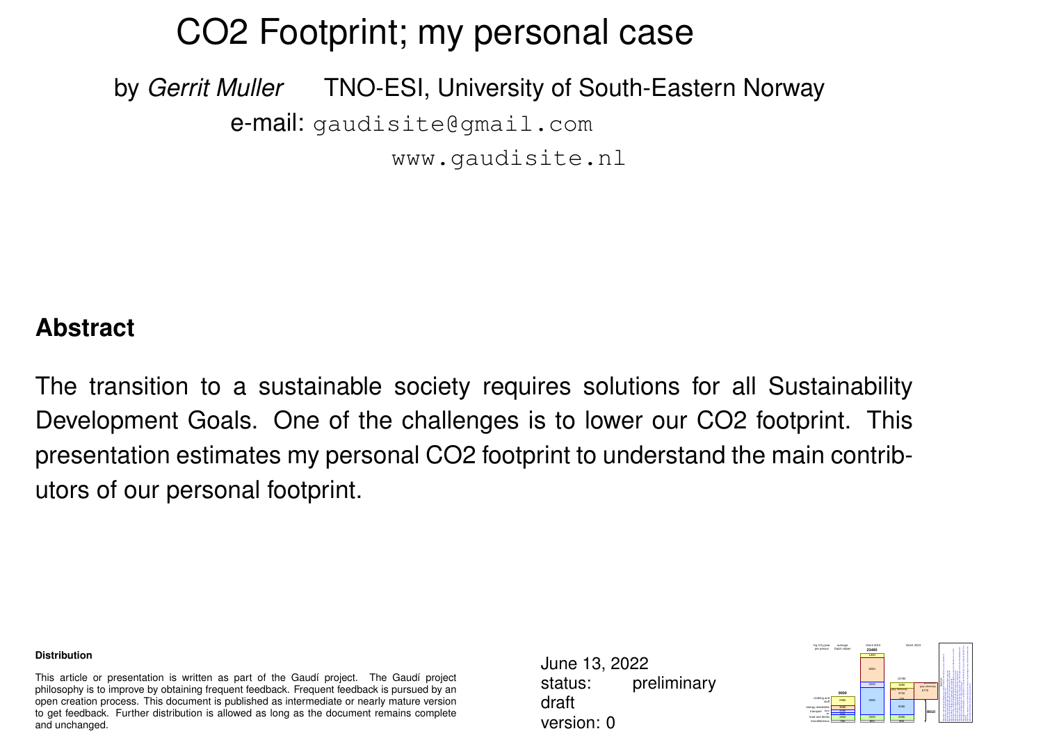# CO2 Footprint; my personal case

by *Gerrit Muller* TNO-ESI, University of South-Eastern Norway

e-mail: `gaudisite@gmail.com`

`www.gaudisite.nl`

## Abstract

The transition to a sustainable society requires solutions for all Sustainability Development Goals. One of the challenges is to lower our CO2 footprint. This presentation estimates my personal CO2 footprint to understand the main contributors of our personal footprint.

**Distribution**

This article or presentation is written as part of the Gaudí project. The Gaudí project philosophy is to improve by obtaining frequent feedback. Frequent feedback is pursued by an open creation process. This document is published as intermediate or nearly mature version to get feedback. Further distribution is allowed as long as the document remains complete and unchanged.

June 13, 2022
status: preliminary draft
version: 0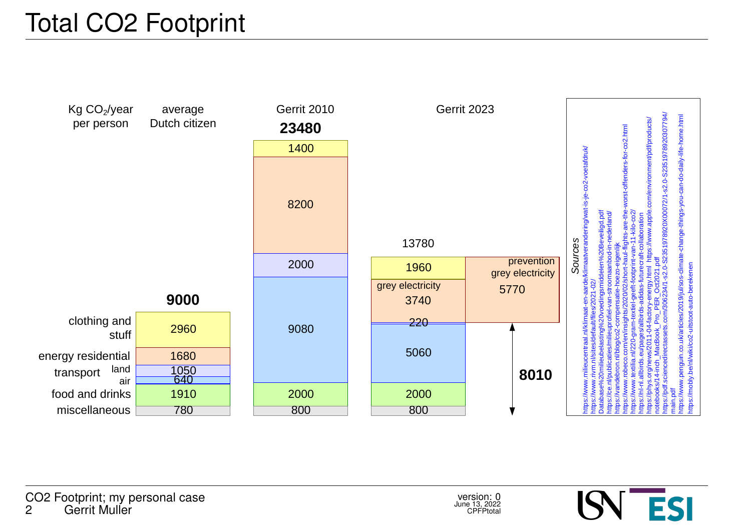# Total CO2 Footprint

Kg $CO_2$/year per person

| | average Dutch citizen | Gerrit 2010 | Gerrit 2023 |
|---|---|---|---|
| total | **9000** | **23480** | 13780 |
| clothing and stuff | 2960 | 1400 | 1960 |
| energy residential | 1680 | 8200 | grey electricity 3740 |
| transport land | 1050 | 2000 | 220 |
| transport air | 640 | 9080 | 5060 |
| food and drinks | 1910 | 2000 | 2000 |
| miscellaneous | 780 | 800 | 800 |

Gerrit 2023: prevention grey electricity 5770

**8010**

*Sources*

https://www.milieucentraal.nl/klimaat-en-aarde/klimaatverandering/wat-is-je-co2-voetafdruk/
https://www.rivm.nl/sites/default/files/2021-02/Database%20milieubelasting%20voedingsmiddelen%20Beveiligd.pdf
https://ce.nl/publicaties/milieuprofiel-van-stroomaanbod-in-nederland/
https://vandebron.nl/blog/co2-compensatie-hoezo-eigenlijk
https://www.robeco.com/en/insights/2020/02/short-haul-flights-are-the-worst-offenders-for-co2.html
https://www.textilia.nl/220-gram-textiel-geeft-footprint-van-11-kilo-co2/
https://nl-nl.allbirds.eu/pages/allbirds-adidas-futurecraft-collaboration
https://phys.org/news/2011-04-factory-energy.html https://www.apple.com/environment/pdf/products/notebooks/14-inch_MacBook_Pro_PER_Oct2021.pdf
https://pdf.sciencedirectassets.com/306234/1-s2.0-S2351978920X00072/1-s2.0-S2351978920307794/main.pdf
https://www.penguin.co.uk/articles/2019/jul/sos-climate-change-things-you-can-do-daily-life-home.html
https://mobly.be/nl/wiki/co2-uitstoot-auto-berekenen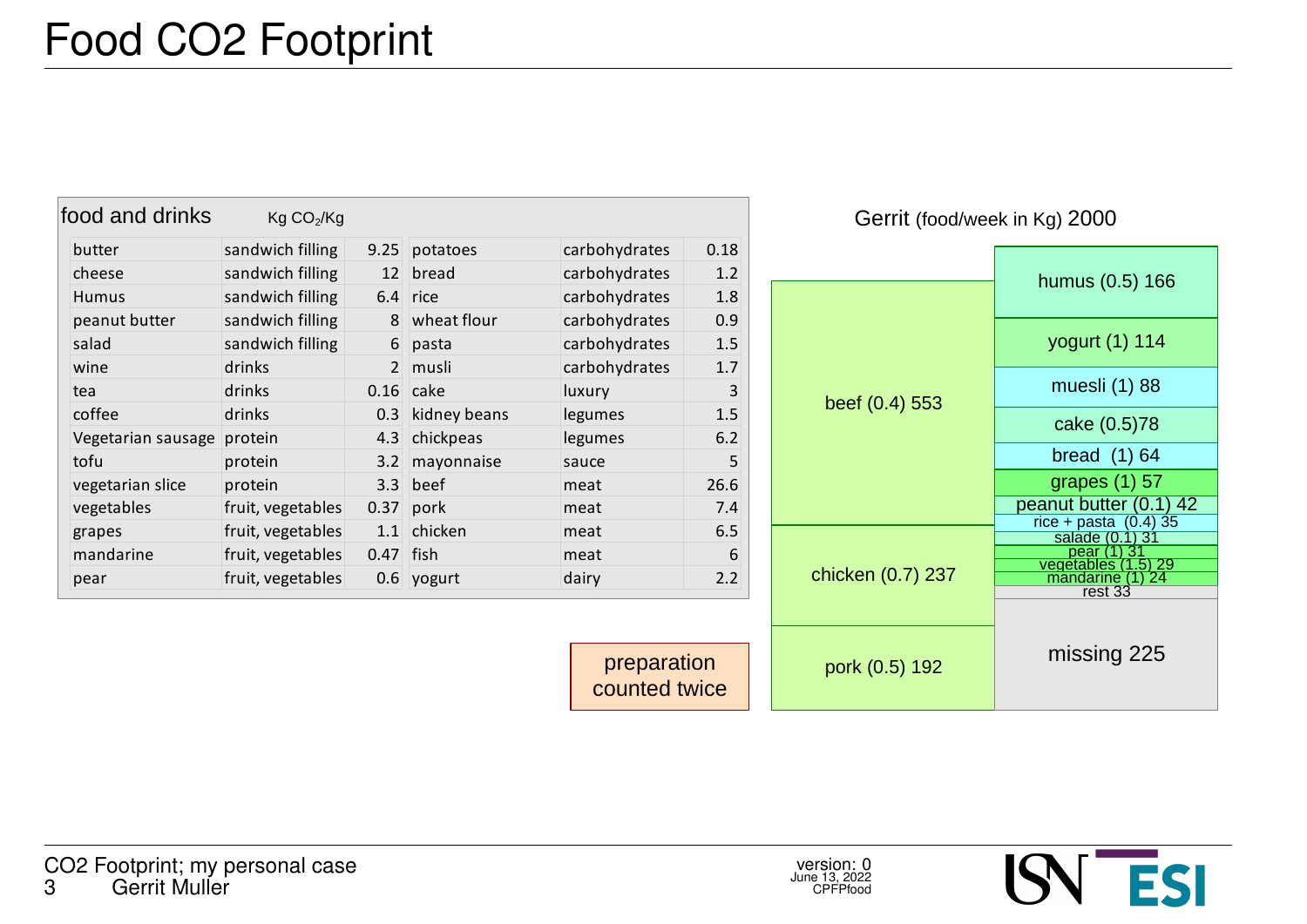# Food CO2 Footprint

**food and drinks** Kg $CO_2$/Kg

| item | category | Kg $CO_2$/Kg | item | category | Kg $CO_2$/Kg |
|---|---|---|---|---|---|
| butter | sandwich filling | 9.25 | potatoes | carbohydrates | 0.18 |
| cheese | sandwich filling | 12 | bread | carbohydrates | 1.2 |
| Humus | sandwich filling | 6.4 | rice | carbohydrates | 1.8 |
| peanut butter | sandwich filling | 8 | wheat flour | carbohydrates | 0.9 |
| salad | sandwich filling | 6 | pasta | carbohydrates | 1.5 |
| wine | drinks | 2 | musli | carbohydrates | 1.7 |
| tea | drinks | 0.16 | cake | luxury | 3 |
| coffee | drinks | 0.3 | kidney beans | legumes | 1.5 |
| Vegetarian sausage | protein | 4.3 | chickpeas | legumes | 6.2 |
| tofu | protein | 3.2 | mayonnaise | sauce | 5 |
| vegetarian slice | protein | 3.3 | beef | meat | 26.6 |
| vegetables | fruit, vegetables | 0.37 | pork | meat | 7.4 |
| grapes | fruit, vegetables | 1.1 | chicken | meat | 6.5 |
| mandarine | fruit, vegetables | 0.47 | fish | meat | 6 |
| pear | fruit, vegetables | 0.6 | yogurt | dairy | 2.2 |

**Gerrit** (food/week in Kg) 2000

- beef (0.4) 553
- chicken (0.7) 237
- pork (0.5) 192
- humus (0.5) 166
- yogurt (1) 114
- muesli (1) 88
- cake (0.5)78
- bread (1) 64
- grapes (1) 57
- peanut butter (0.1) 42
- rice + pasta (0.4) 35
- salade (0.1) 31
- pear (1) 31
- vegetables (1.5) 29
- mandarine (1) 24
- rest 33
- missing 225

preparation counted twice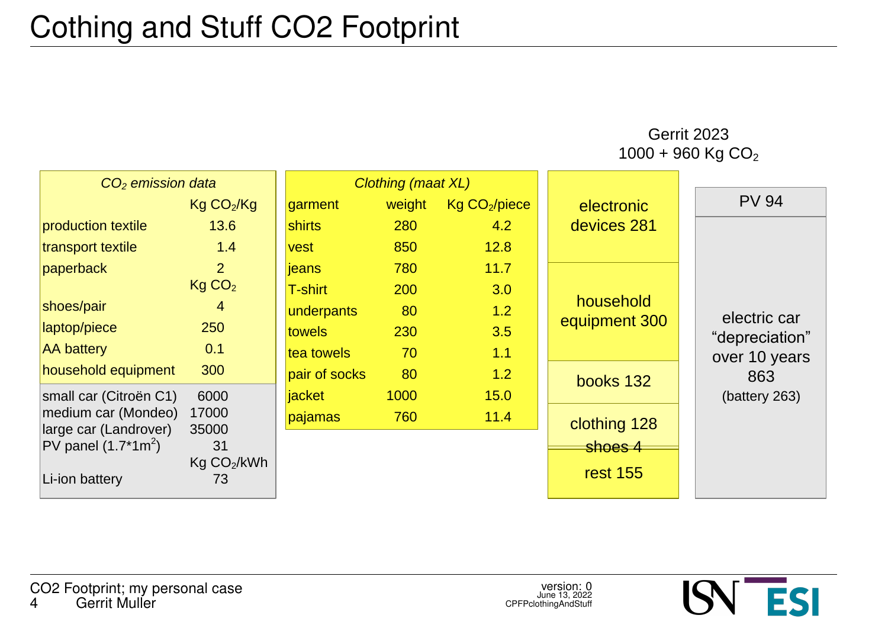# Cothing and Stuff CO2 Footprint

| *$CO_2$ emission data* | |
|---|---|
| | Kg $CO_2$/Kg |
| production textile | 13.6 |
| transport textile | 1.4 |
| paperback | 2 |
| | Kg $CO_2$ |
| shoes/pair | 4 |
| laptop/piece | 250 |
| AA battery | 0.1 |
| household equipment | 300 |
| small car (Citroën C1) | 6000 |
| medium car (Mondeo) | 17000 |
| large car (Landrover) | 35000 |
| PV panel (1.7*1$m^2$) | 31 |
| | Kg $CO_2$/kWh |
| Li-ion battery | 73 |

| *Clothing (maat XL)* | | |
|---|---|---|
| garment | weight | Kg $CO_2$/piece |
| shirts | 280 | 4.2 |
| vest | 850 | 12.8 |
| jeans | 780 | 11.7 |
| T-shirt | 200 | 3.0 |
| underpants | 80 | 1.2 |
| towels | 230 | 3.5 |
| tea towels | 70 | 1.1 |
| pair of socks | 80 | 1.2 |
| jacket | 1000 | 15.0 |
| pajamas | 760 | 11.4 |

Gerrit 2023
1000 + 960 Kg $CO_2$

- electronic devices 281
- household equipment 300
- books 132
- clothing 128
- shoes 4
- rest 155

- PV 94
- electric car "depreciation" over 10 years 863 (battery 263)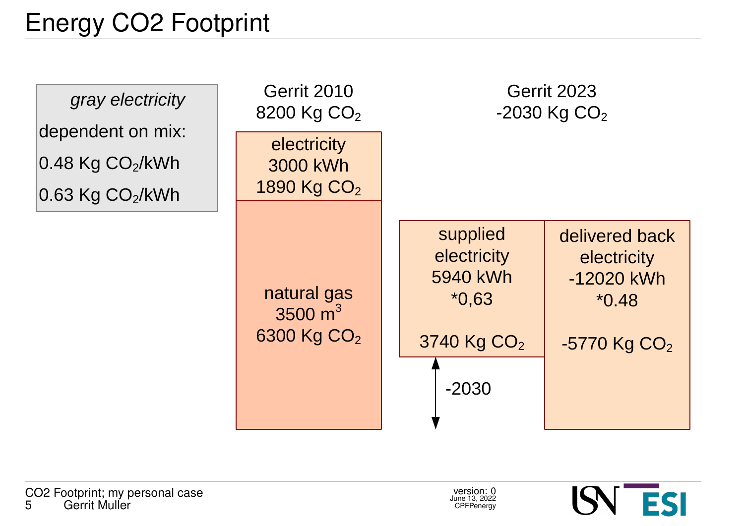# Energy CO2 Footprint

*gray electricity*

dependent on mix:

0.48 Kg $CO_2$/kWh

0.63 Kg $CO_2$/kWh

**Gerrit 2010**
8200 Kg $CO_2$

- electricity
  3000 kWh
  1890 Kg $CO_2$
- natural gas
  3500 $m^3$
  6300 Kg $CO_2$

**Gerrit 2023**
-2030 Kg $CO_2$

- supplied electricity
  5940 kWh
  *0,63
  3740 Kg $CO_2$
- delivered back electricity
  -12020 kWh
  *0.48
  -5770 Kg $CO_2$

-2030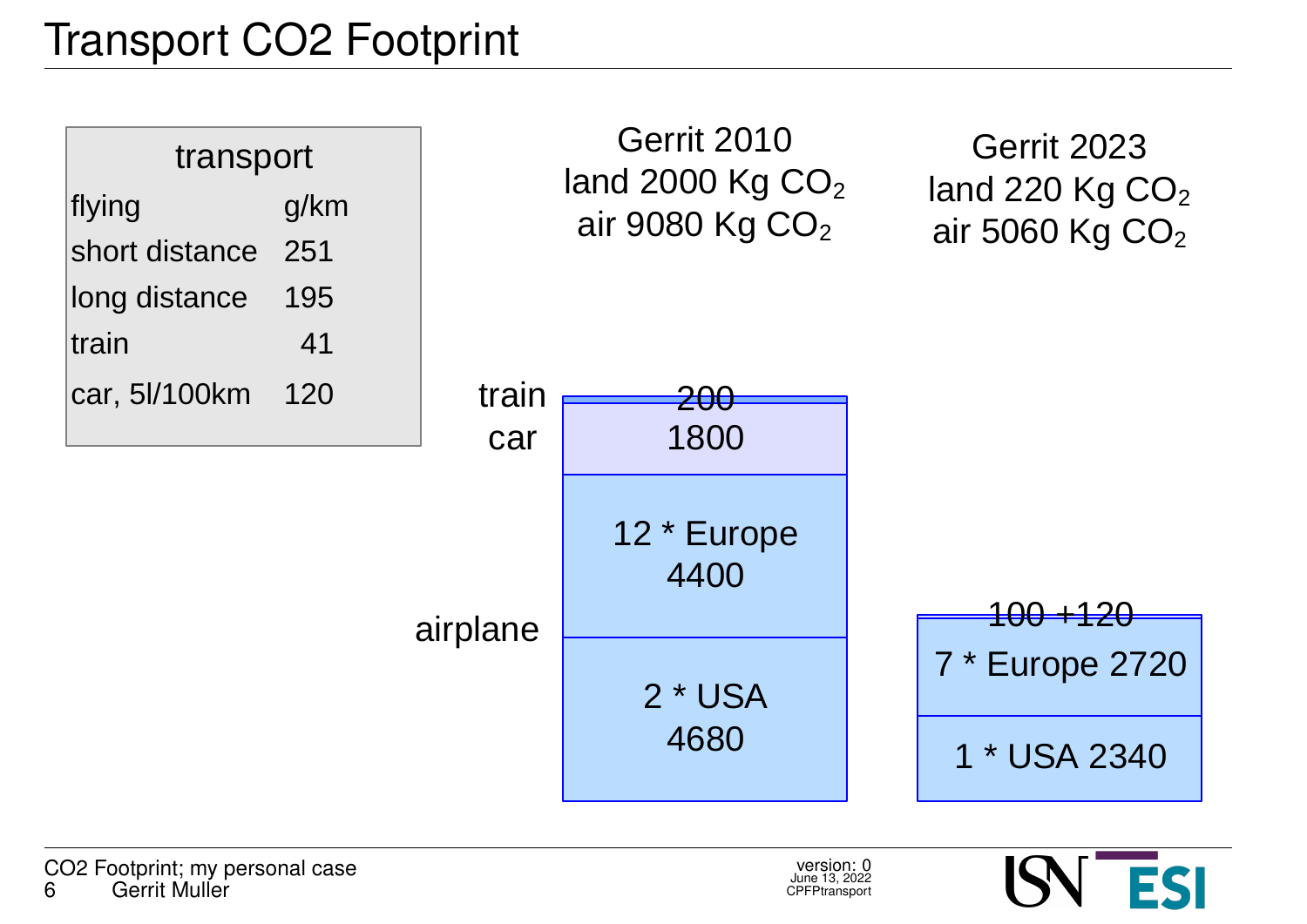# Transport CO2 Footprint

| transport | |
|---|---|
| flying | g/km |
| short distance | 251 |
| long distance | 195 |
| train | 41 |
| car, 5l/100km | 120 |

**Gerrit 2010**
land 2000 Kg $CO_2$
air 9080 Kg $CO_2$

| | Gerrit 2010 |
|---|---|
| train | 200 |
| car | 1800 |
| airplane | 12 * Europe 4400 |
| airplane | 2 * USA 4680 |

**Gerrit 2023**
land 220 Kg $CO_2$
air 5060 Kg $CO_2$

| Gerrit 2023 |
|---|
| 100 +120 |
| 7 * Europe 2720 |
| 1 * USA 2340 |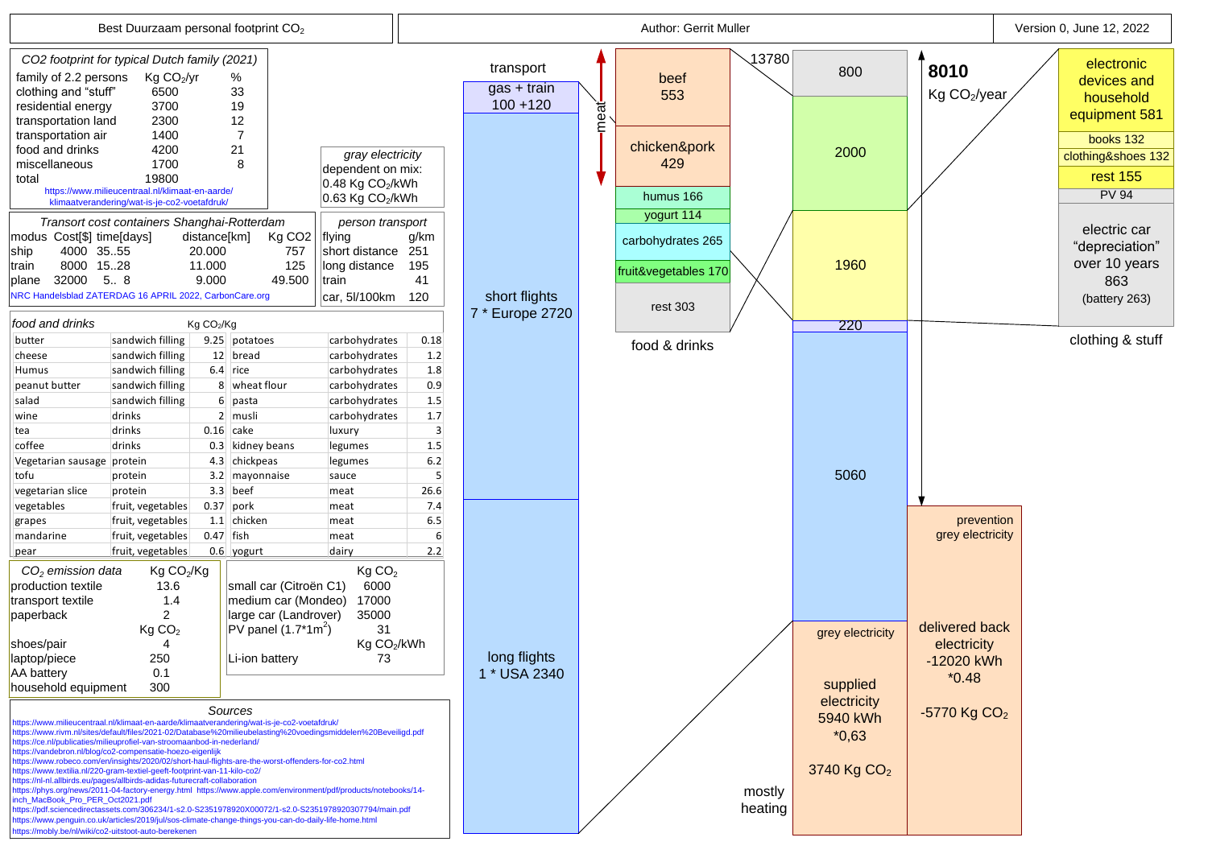Best Duurzaam personal footprint $CO_2$

Author: Gerrit Muller

Version 0, June 12, 2022

*CO2 footprint for typical Dutch family (2021)*

| family of 2.2 persons | Kg $CO_2$/yr | % |
|---|---|---|
| clothing and "stuff" | 6500 | 33 |
| residential energy | 3700 | 19 |
| transportation land | 2300 | 12 |
| transportation air | 1400 | 7 |
| food and drinks | 4200 | 21 |
| miscellaneous | 1700 | 8 |
| total | 19800 | |

https://www.milieucentraal.nl/klimaat-en-aarde/klimaatverandering/wat-is-je-co2-voetafdruk/

*gray electricity*
dependent on mix:
0.48 Kg $CO_2$/kWh
0.63 Kg $CO_2$/kWh

*Transort cost containers Shanghai-Rotterdam*

| modus | Cost[$] | time[days] | distance[km] | Kg CO2 |
|---|---|---|---|---|
| ship | 4000 | 35..55 | 20.000 | 757 |
| train | 8000 | 15..28 | 11.000 | 125 |
| plane | 32000 | 5.. 8 | 9.000 | 49.500 |

NRC Handelsblad ZATERDAG 16 APRIL 2022, CarbonCare.org

*person transport*

| flying | g/km |
|---|---|
| short distance | 251 |
| long distance | 195 |
| train | 41 |
| car, 5l/100km | 120 |

*food and drinks* Kg $CO_2$/Kg

| | | | | | |
|---|---|---|---|---|---|
| butter | sandwich filling | 9.25 | potatoes | carbohydrates | 0.18 |
| cheese | sandwich filling | 12 | bread | carbohydrates | 1.2 |
| Humus | sandwich filling | 6.4 | rice | carbohydrates | 1.8 |
| peanut butter | sandwich filling | 8 | wheat flour | carbohydrates | 0.9 |
| salad | sandwich filling | 6 | pasta | carbohydrates | 1.5 |
| wine | drinks | 2 | musli | carbohydrates | 1.7 |
| tea | drinks | 0.16 | cake | luxury | 3 |
| coffee | drinks | 0.3 | kidney beans | legumes | 1.5 |
| Vegetarian sausage | protein | 4.3 | chickpeas | legumes | 6.2 |
| tofu | protein | 3.2 | mayonnaise | sauce | 5 |
| vegetarian slice | protein | 3.3 | beef | meat | 26.6 |
| vegetables | fruit, vegetables | 0.37 | pork | meat | 7.4 |
| grapes | fruit, vegetables | 1.1 | chicken | meat | 6.5 |
| mandarine | fruit, vegetables | 0.47 | fish | meat | 6 |
| pear | fruit, vegetables | 0.6 | yogurt | dairy | 2.2 |

| *$CO_2$ emission data* | Kg $CO_2$/Kg |
|---|---|
| production textile | 13.6 |
| transport textile | 1.4 |
| paperback | 2 |
| | Kg $CO_2$ |
| shoes/pair | 4 |
| laptop/piece | 250 |
| AA battery | 0.1 |
| household equipment | 300 |

| | Kg $CO_2$ |
|---|---|
| small car (Citroën C1) | 6000 |
| medium car (Mondeo) | 17000 |
| large car (Landrover) | 35000 |
| PV panel (1.7*1m$^2$) | 31 |
| | Kg $CO_2$/kWh |
| Li-ion battery | 73 |

*Sources*

https://www.milieucentraal.nl/klimaat-en-aarde/klimaatverandering/wat-is-je-co2-voetafdruk/
https://www.rivm.nl/sites/default/files/2021-02/Database%20milieubelasting%20voedingsmiddelen%20Beveiligd.pdf
https://ce.nl/publicaties/milieuprofiel-van-stroomaanbod-in-nederland/
https://vandebron.nl/blog/co2-compensatie-hoezo-eigenlijk
https://www.robeco.com/en/insights/2020/02/short-haul-flights-are-the-worst-offenders-for-co2.html
https://www.textilia.nl/220-gram-textiel-geeft-footprint-van-11-kilo-co2/
https://nl-nl.allbirds.eu/pages/allbirds-adidas-futurecraft-collaboration
https://phys.org/news/2011-04-factory-energy.html https://www.apple.com/environment/pdf/products/notebooks/14-inch_MacBook_Pro_PER_Oct2021.pdf
https://pdf.sciencedirectassets.com/306234/1-s2.0-S2351978920X00072/1-s2.0-S2351978920307794/main.pdf
https://www.penguin.co.uk/articles/2019/jul/sos-climate-change-things-you-can-do-daily-life-home.html
https://mobly.be/nl/wiki/co2-uitstoot-auto-berekenen

transport
gas + train 100 +120
short flights 7 * Europe 2720
long flights 1 * USA 2340

meat
beef 553
chicken&pork 429
humus 166
yogurt 114
carbohydrates 265
fruit&vegetables 170
rest 303
food & drinks

13780
800
2000
1960
220
5060
grey electricity
supplied electricity 5940 kWh *0,63
3740 Kg $CO_2$
mostly heating

8010
Kg $CO_2$/year

prevention grey electricity
delivered back electricity -12020 kWh *0.48
-5770 Kg $CO_2$

electronic devices and household equipment 581
books 132
clothing&shoes 132
rest 155
PV 94
electric car "depreciation" over 10 years 863 (battery 263)
clothing & stuff